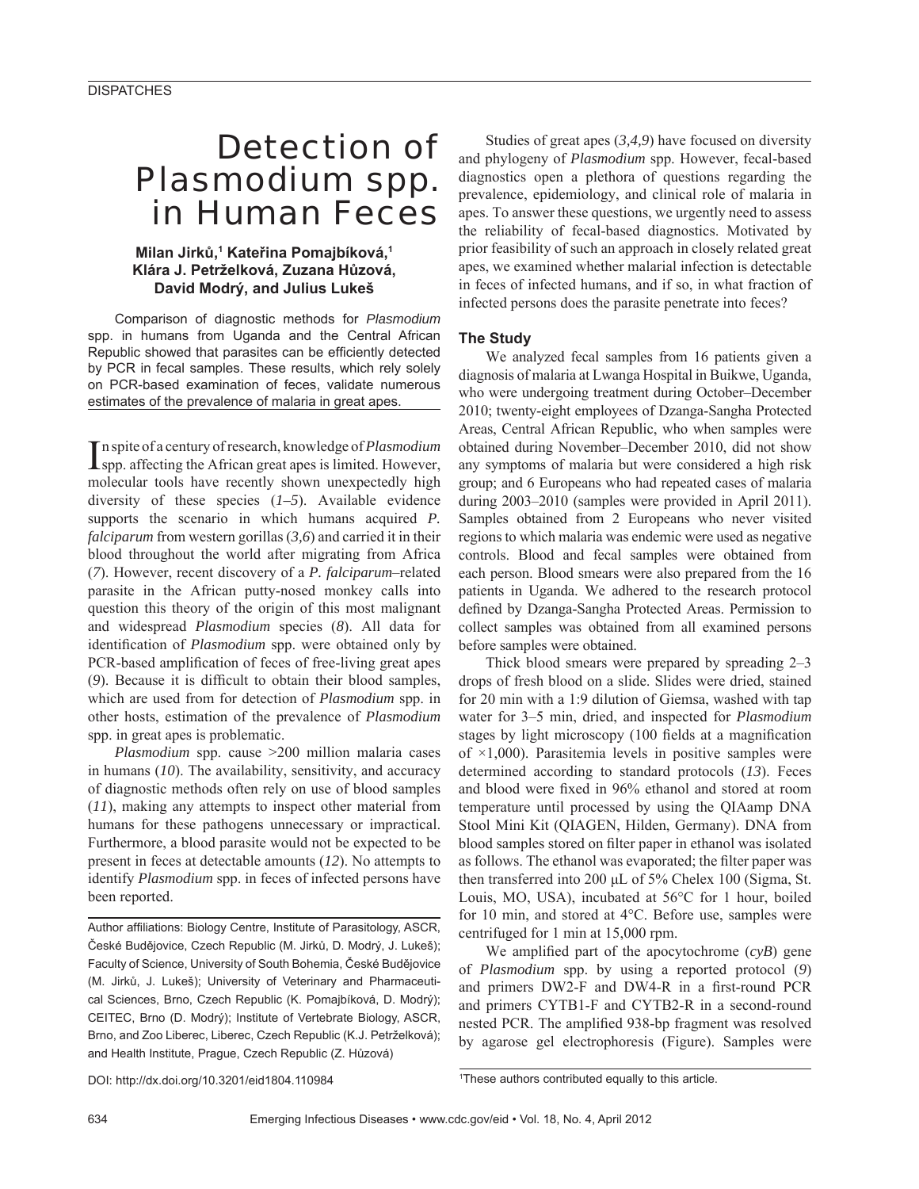DISPATCHES

# Detection of Plasmodium spp. in Human Feces

**Milan Jirků,[1] Kateřina Pomajbíková,[1] Klára J. Petrželková, Zuzana Hůzová, David Modrý, and Julius Lukeš**

Comparison of diagnostic methods for *Plasmodium* spp. in humans from Uganda and the Central African Republic showed that parasites can be efficiently detected by PCR in fecal samples. These results, which rely solely on PCR-based examination of feces, validate numerous estimates of the prevalence of malaria in great apes.

In spite of a century of research, knowledge of *Plasmodium* spp. affecting the African great apes is limited. However, molecular tools have recently shown unexpectedly high diversity of these species (*1–5*). Available evidence supports the scenario in which humans acquired *P. falciparum* from western gorillas (*3,6*) and carried it in their blood throughout the world after migrating from Africa (*7*). However, recent discovery of a *P. falciparum*–related parasite in the African putty-nosed monkey calls into question this theory of the origin of this most malignant and widespread *Plasmodium* species (*8*). All data for identification of *Plasmodium* spp. were obtained only by PCR-based amplification of feces of free-living great apes (*9*). Because it is difficult to obtain their blood samples, which are used from for detection of *Plasmodium* spp. in other hosts, estimation of the prevalence of *Plasmodium* spp. in great apes is problematic.

*Plasmodium* spp. cause >200 million malaria cases in humans (*10*). The availability, sensitivity, and accuracy of diagnostic methods often rely on use of blood samples (*11*), making any attempts to inspect other material from humans for these pathogens unnecessary or impractical. Furthermore, a blood parasite would not be expected to be present in feces at detectable amounts (*12*). No attempts to identify *Plasmodium* spp. in feces of infected persons have been reported.

Author affiliations: Biology Centre, Institute of Parasitology, ASCR, České Budějovice, Czech Republic (M. Jirků, D. Modrý, J. Lukeš); Faculty of Science, University of South Bohemia, České Budějovice (M. Jirků, J. Lukeš); University of Veterinary and Pharmaceutical Sciences, Brno, Czech Republic (K. Pomajbíková, D. Modrý); CEITEC, Brno (D. Modrý); Institute of Vertebrate Biology, ASCR, Brno, and Zoo Liberec, Liberec, Czech Republic (K.J. Petrželková); and Health Institute, Prague, Czech Republic (Z. Hůzová)

DOI: http://dx.doi.org/10.3201/eid1804.110984

Studies of great apes (*3,4,9*) have focused on diversity and phylogeny of *Plasmodium* spp. However, fecal-based diagnostics open a plethora of questions regarding the prevalence, epidemiology, and clinical role of malaria in apes. To answer these questions, we urgently need to assess the reliability of fecal-based diagnostics. Motivated by prior feasibility of such an approach in closely related great apes, we examined whether malarial infection is detectable in feces of infected humans, and if so, in what fraction of infected persons does the parasite penetrate into feces?

## The Study

We analyzed fecal samples from 16 patients given a diagnosis of malaria at Lwanga Hospital in Buikwe, Uganda, who were undergoing treatment during October–December 2010; twenty-eight employees of Dzanga-Sangha Protected Areas, Central African Republic, who when samples were obtained during November–December 2010, did not show any symptoms of malaria but were considered a high risk group; and 6 Europeans who had repeated cases of malaria during 2003–2010 (samples were provided in April 2011). Samples obtained from 2 Europeans who never visited regions to which malaria was endemic were used as negative controls. Blood and fecal samples were obtained from each person. Blood smears were also prepared from the 16 patients in Uganda. We adhered to the research protocol defined by Dzanga-Sangha Protected Areas. Permission to collect samples was obtained from all examined persons before samples were obtained.

Thick blood smears were prepared by spreading 2–3 drops of fresh blood on a slide. Slides were dried, stained for 20 min with a 1:9 dilution of Giemsa, washed with tap water for 3–5 min, dried, and inspected for *Plasmodium* stages by light microscopy (100 fields at a magnification of ×1,000). Parasitemia levels in positive samples were determined according to standard protocols (*13*). Feces and blood were fixed in 96% ethanol and stored at room temperature until processed by using the QIAamp DNA Stool Mini Kit (QIAGEN, Hilden, Germany). DNA from blood samples stored on filter paper in ethanol was isolated as follows. The ethanol was evaporated; the filter paper was then transferred into 200 μL of 5% Chelex 100 (Sigma, St. Louis, MO, USA), incubated at 56°C for 1 hour, boiled for 10 min, and stored at 4°C. Before use, samples were centrifuged for 1 min at 15,000 rpm.

We amplified part of the apocytochrome (*cyB*) gene of *Plasmodium* spp. by using a reported protocol (*9*) and primers DW2-F and DW4-R in a first-round PCR and primers CYTB1-F and CYTB2-R in a second-round nested PCR. The amplified 938-bp fragment was resolved by agarose gel electrophoresis (Figure). Samples were

[1]These authors contributed equally to this article.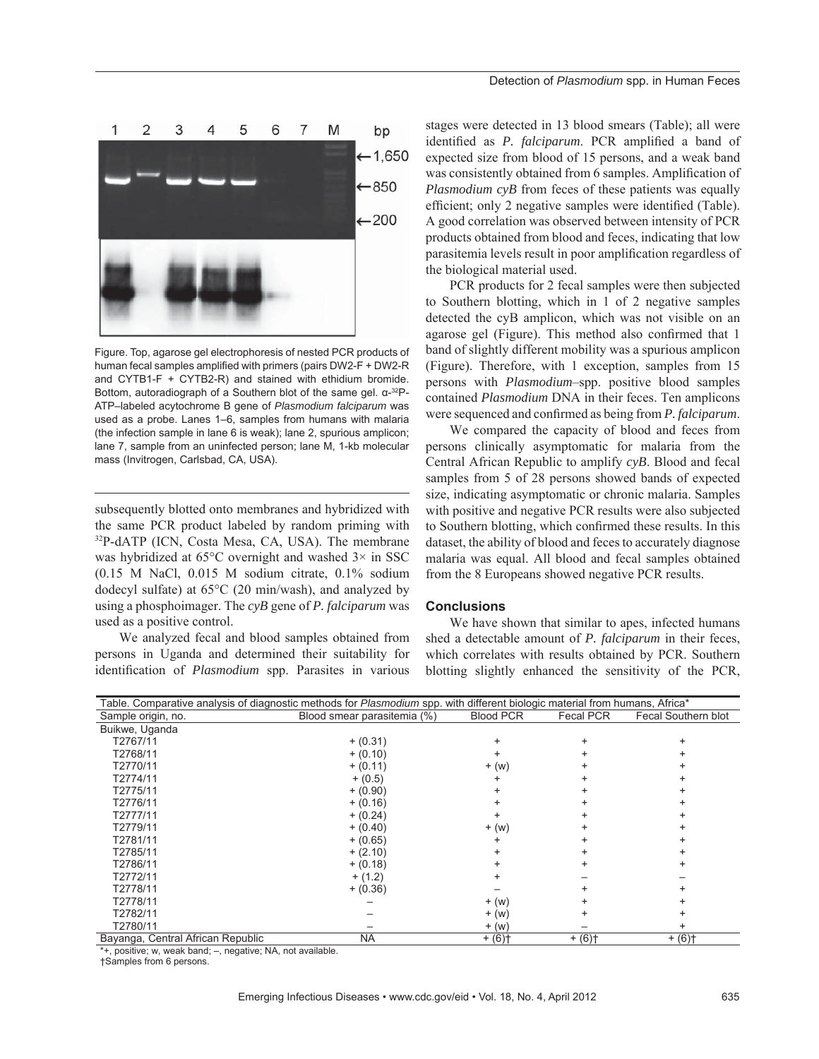Figure. Top, agarose gel electrophoresis of nested PCR products of human fecal samples amplified with primers (pairs DW2-F + DW2-R and CYTB1-F + CYTB2-R) and stained with ethidium bromide. Bottom, autoradiograph of a Southern blot of the same gel. α-[32]P-ATP–labeled acytochrome B gene of *Plasmodium falciparum* was used as a probe. Lanes 1–6, samples from humans with malaria (the infection sample in lane 6 is weak); lane 2, spurious amplicon; lane 7, sample from an uninfected person; lane M, 1-kb molecular mass (Invitrogen, Carlsbad, CA, USA).

subsequently blotted onto membranes and hybridized with the same PCR product labeled by random priming with [32]P-dATP (ICN, Costa Mesa, CA, USA). The membrane was hybridized at 65°C overnight and washed 3× in SSC (0.15 M NaCl, 0.015 M sodium citrate, 0.1% sodium dodecyl sulfate) at 65°C (20 min/wash), and analyzed by using a phosphoimager. The *cyB* gene of *P. falciparum* was used as a positive control.

We analyzed fecal and blood samples obtained from persons in Uganda and determined their suitability for identification of *Plasmodium* spp. Parasites in various stages were detected in 13 blood smears (Table); all were identified as *P. falciparum*. PCR amplified a band of expected size from blood of 15 persons, and a weak band was consistently obtained from 6 samples. Amplification of *Plasmodium cyB* from feces of these patients was equally efficient; only 2 negative samples were identified (Table). A good correlation was observed between intensity of PCR products obtained from blood and feces, indicating that low parasitemia levels result in poor amplification regardless of the biological material used.

PCR products for 2 fecal samples were then subjected to Southern blotting, which in 1 of 2 negative samples detected the cyB amplicon, which was not visible on an agarose gel (Figure). This method also confirmed that 1 band of slightly different mobility was a spurious amplicon (Figure). Therefore, with 1 exception, samples from 15 persons with *Plasmodium*–spp. positive blood samples contained *Plasmodium* DNA in their feces. Ten amplicons were sequenced and confirmed as being from *P. falciparum*.

We compared the capacity of blood and feces from persons clinically asymptomatic for malaria from the Central African Republic to amplify *cyB*. Blood and fecal samples from 5 of 28 persons showed bands of expected size, indicating asymptomatic or chronic malaria. Samples with positive and negative PCR results were also subjected to Southern blotting, which confirmed these results. In this dataset, the ability of blood and feces to accurately diagnose malaria was equal. All blood and fecal samples obtained from the 8 Europeans showed negative PCR results.

## Conclusions

We have shown that similar to apes, infected humans shed a detectable amount of *P. falciparum* in their feces, which correlates with results obtained by PCR. Southern blotting slightly enhanced the sensitivity of the PCR,

Table. Comparative analysis of diagnostic methods for *Plasmodium* spp. with different biologic material from humans, Africa*

| Sample origin, no. | Blood smear parasitemia (%) | Blood PCR | Fecal PCR | Fecal Southern blot |
|---|---|---|---|---|
| Buikwe, Uganda | | | | |
| T2767/11 | + (0.31) | + | + | + |
| T2768/11 | + (0.10) | + | + | + |
| T2770/11 | + (0.11) | + (w) | + | + |
| T2774/11 | + (0.5) | + | + | + |
| T2775/11 | + (0.90) | + | + | + |
| T2776/11 | + (0.16) | + | + | + |
| T2777/11 | + (0.24) | + | + | + |
| T2779/11 | + (0.40) | + (w) | + | + |
| T2781/11 | + (0.65) | + | + | + |
| T2785/11 | + (2.10) | + | + | + |
| T2786/11 | + (0.18) | + | + | + |
| T2772/11 | + (1.2) | + | – | – |
| T2778/11 | + (0.36) | – | + | + |
| T2778/11 | – | + (w) | + | + |
| T2782/11 | – | + (w) | + | + |
| T2780/11 | – | + (w) | – | + |
| Bayanga, Central African Republic | NA | + (6)† | + (6)† | + (6)† |

*+, positive; w, weak band; –, negative; NA, not available.
†Samples from 6 persons.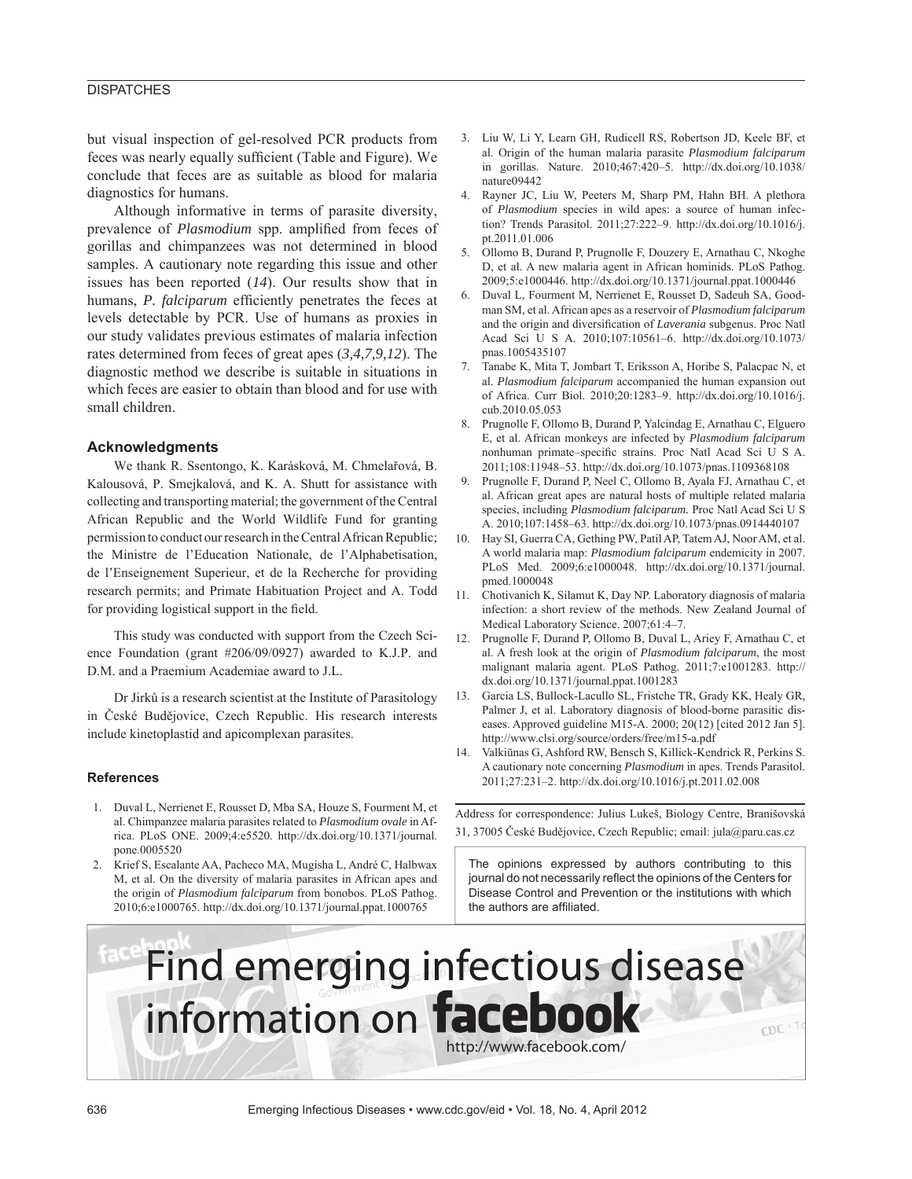but visual inspection of gel-resolved PCR products from feces was nearly equally sufficient (Table and Figure). We conclude that feces are as suitable as blood for malaria diagnostics for humans.

Although informative in terms of parasite diversity, prevalence of *Plasmodium* spp. amplified from feces of gorillas and chimpanzees was not determined in blood samples. A cautionary note regarding this issue and other issues has been reported (*14*). Our results show that in humans, *P. falciparum* efficiently penetrates the feces at levels detectable by PCR. Use of humans as proxies in our study validates previous estimates of malaria infection rates determined from feces of great apes (*3,4,7,9,12*). The diagnostic method we describe is suitable in situations in which feces are easier to obtain than blood and for use with small children.

### Acknowledgments

We thank R. Ssentongo, K. Karásková, M. Chmelařová, B. Kalousová, P. Smejkalová, and K. A. Shutt for assistance with collecting and transporting material; the government of the Central African Republic and the World Wildlife Fund for granting permission to conduct our research in the Central African Republic; the Ministre de l'Education Nationale, de l'Alphabetisation, de l'Enseignement Superieur, et de la Recherche for providing research permits; and Primate Habituation Project and A. Todd for providing logistical support in the field.

This study was conducted with support from the Czech Science Foundation (grant #206/09/0927) awarded to K.J.P. and D.M. and a Praemium Academiae award to J.L.

Dr Jirků is a research scientist at the Institute of Parasitology in České Budějovice, Czech Republic. His research interests include kinetoplastid and apicomplexan parasites.

### References

1. Duval L, Nerrienet E, Rousset D, Mba SA, Houze S, Fourment M, et al. Chimpanzee malaria parasites related to *Plasmodium ovale* in Africa. PLoS ONE. 2009;4:e5520. http://dx.doi.org/10.1371/journal.pone.0005520
2. Krief S, Escalante AA, Pacheco MA, Mugisha L, André C, Halbwax M, et al. On the diversity of malaria parasites in African apes and the origin of *Plasmodium falciparum* from bonobos. PLoS Pathog. 2010;6:e1000765. http://dx.doi.org/10.1371/journal.ppat.1000765
3. Liu W, Li Y, Learn GH, Rudicell RS, Robertson JD, Keele BF, et al. Origin of the human malaria parasite *Plasmodium falciparum* in gorillas. Nature. 2010;467:420–5. http://dx.doi.org/10.1038/nature09442
4. Rayner JC, Liu W, Peeters M, Sharp PM, Hahn BH. A plethora of *Plasmodium* species in wild apes: a source of human infection? Trends Parasitol. 2011;27:222–9. http://dx.doi.org/10.1016/j.pt.2011.01.006
5. Ollomo B, Durand P, Prugnolle F, Douzery E, Arnathau C, Nkoghe D, et al. A new malaria agent in African hominids. PLoS Pathog. 2009;5:e1000446. http://dx.doi.org/10.1371/journal.ppat.1000446
6. Duval L, Fourment M, Nerrienet E, Rousset D, Sadeuh SA, Goodman SM, et al. African apes as a reservoir of *Plasmodium falciparum* and the origin and diversification of *Laverania* subgenus. Proc Natl Acad Sci U S A. 2010;107:10561–6. http://dx.doi.org/10.1073/pnas.1005435107
7. Tanabe K, Mita T, Jombart T, Eriksson A, Horibe S, Palacpac N, et al. *Plasmodium falciparum* accompanied the human expansion out of Africa. Curr Biol. 2010;20:1283–9. http://dx.doi.org/10.1016/j.cub.2010.05.053
8. Prugnolle F, Ollomo B, Durand P, Yalcindag E, Arnathau C, Elguero E, et al. African monkeys are infected by *Plasmodium falciparum* nonhuman primate–specific strains. Proc Natl Acad Sci U S A. 2011;108:11948–53. http://dx.doi.org/10.1073/pnas.1109368108
9. Prugnolle F, Durand P, Neel C, Ollomo B, Ayala FJ, Arnathau C, et al. African great apes are natural hosts of multiple related malaria species, including *Plasmodium falciparum.* Proc Natl Acad Sci U S A. 2010;107:1458–63. http://dx.doi.org/10.1073/pnas.0914440107
10. Hay SI, Guerra CA, Gething PW, Patil AP, Tatem AJ, Noor AM, et al. A world malaria map: *Plasmodium falciparum* endemicity in 2007. PLoS Med. 2009;6:e1000048. http://dx.doi.org/10.1371/journal.pmed.1000048
11. Chotivanich K, Silamut K, Day NP. Laboratory diagnosis of malaria infection: a short review of the methods. New Zealand Journal of Medical Laboratory Science. 2007;61:4–7.
12. Prugnolle F, Durand P, Ollomo B, Duval L, Ariey F, Arnathau C, et al. A fresh look at the origin of *Plasmodium falciparum*, the most malignant malaria agent. PLoS Pathog. 2011;7:e1001283. http://dx.doi.org/10.1371/journal.ppat.1001283
13. Garcia LS, Bullock-Lacullo SL, Fristche TR, Grady KK, Healy GR, Palmer J, et al. Laboratory diagnosis of blood-borne parasitic diseases. Approved guideline M15-A. 2000; 20(12) [cited 2012 Jan 5]. http://www.clsi.org/source/orders/free/m15-a.pdf
14. Valkiūnas G, Ashford RW, Bensch S, Killick-Kendrick R, Perkins S. A cautionary note concerning *Plasmodium* in apes. Trends Parasitol. 2011;27:231–2. http://dx.doi.org/10.1016/j.pt.2011.02.008

Address for correspondence: Julius Lukeš, Biology Centre, Branišovská 31, 37005 České Budějovice, Czech Republic; email: jula@paru.cas.cz

The opinions expressed by authors contributing to this journal do not necessarily reflect the opinions of the Centers for Disease Control and Prevention or the institutions with which the authors are affiliated.

Find emerging infectious disease information on **facebook**

http://www.facebook.com/